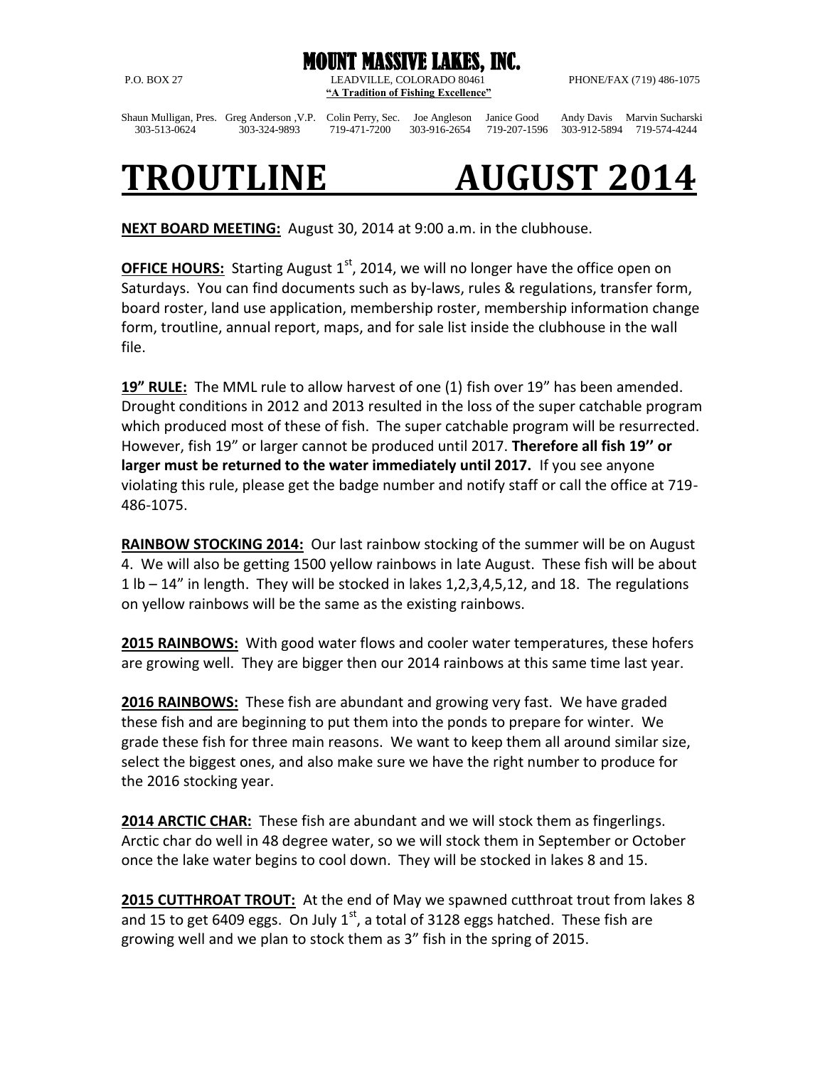# MOUNT MASSIVE LAKES, INC.

P.O. BOX 27 LEADVILLE, COLORADO 80461 PHONE/FAX (719) 486-1075

**"A Tradition of Fishing Excellence"**

| Shaun Mulligan, Pres. | Greg Anderson ,V.P. | Colin Perry, Sec. | Joe Angleson | Janice Good | Andy Davis | Marvin Sucharski |
|---|---|---|---|---|---|---|
| 303-513-0624 | 303-324-9893 | 719-471-7200 | 303-916-2654 | 719-207-1596 | 303-912-5894 | 719-574-4244 |

# TROUTLINE AUGUST 2014

**NEXT BOARD MEETING:** August 30, 2014 at 9:00 a.m. in the clubhouse.

**OFFICE HOURS:** Starting August 1st, 2014, we will no longer have the office open on Saturdays. You can find documents such as by-laws, rules & regulations, transfer form, board roster, land use application, membership roster, membership information change form, troutline, annual report, maps, and for sale list inside the clubhouse in the wall file.

**19" RULE:** The MML rule to allow harvest of one (1) fish over 19" has been amended. Drought conditions in 2012 and 2013 resulted in the loss of the super catchable program which produced most of these of fish. The super catchable program will be resurrected. However, fish 19" or larger cannot be produced until 2017. **Therefore all fish 19'' or larger must be returned to the water immediately until 2017.** If you see anyone violating this rule, please get the badge number and notify staff or call the office at 719-486-1075.

**RAINBOW STOCKING 2014:** Our last rainbow stocking of the summer will be on August 4. We will also be getting 1500 yellow rainbows in late August. These fish will be about 1 lb – 14" in length. They will be stocked in lakes 1,2,3,4,5,12, and 18. The regulations on yellow rainbows will be the same as the existing rainbows.

**2015 RAINBOWS:** With good water flows and cooler water temperatures, these hofers are growing well. They are bigger then our 2014 rainbows at this same time last year.

**2016 RAINBOWS:** These fish are abundant and growing very fast. We have graded these fish and are beginning to put them into the ponds to prepare for winter. We grade these fish for three main reasons. We want to keep them all around similar size, select the biggest ones, and also make sure we have the right number to produce for the 2016 stocking year.

**2014 ARCTIC CHAR:** These fish are abundant and we will stock them as fingerlings. Arctic char do well in 48 degree water, so we will stock them in September or October once the lake water begins to cool down. They will be stocked in lakes 8 and 15.

**2015 CUTTHROAT TROUT:** At the end of May we spawned cutthroat trout from lakes 8 and 15 to get 6409 eggs. On July 1st, a total of 3128 eggs hatched. These fish are growing well and we plan to stock them as 3" fish in the spring of 2015.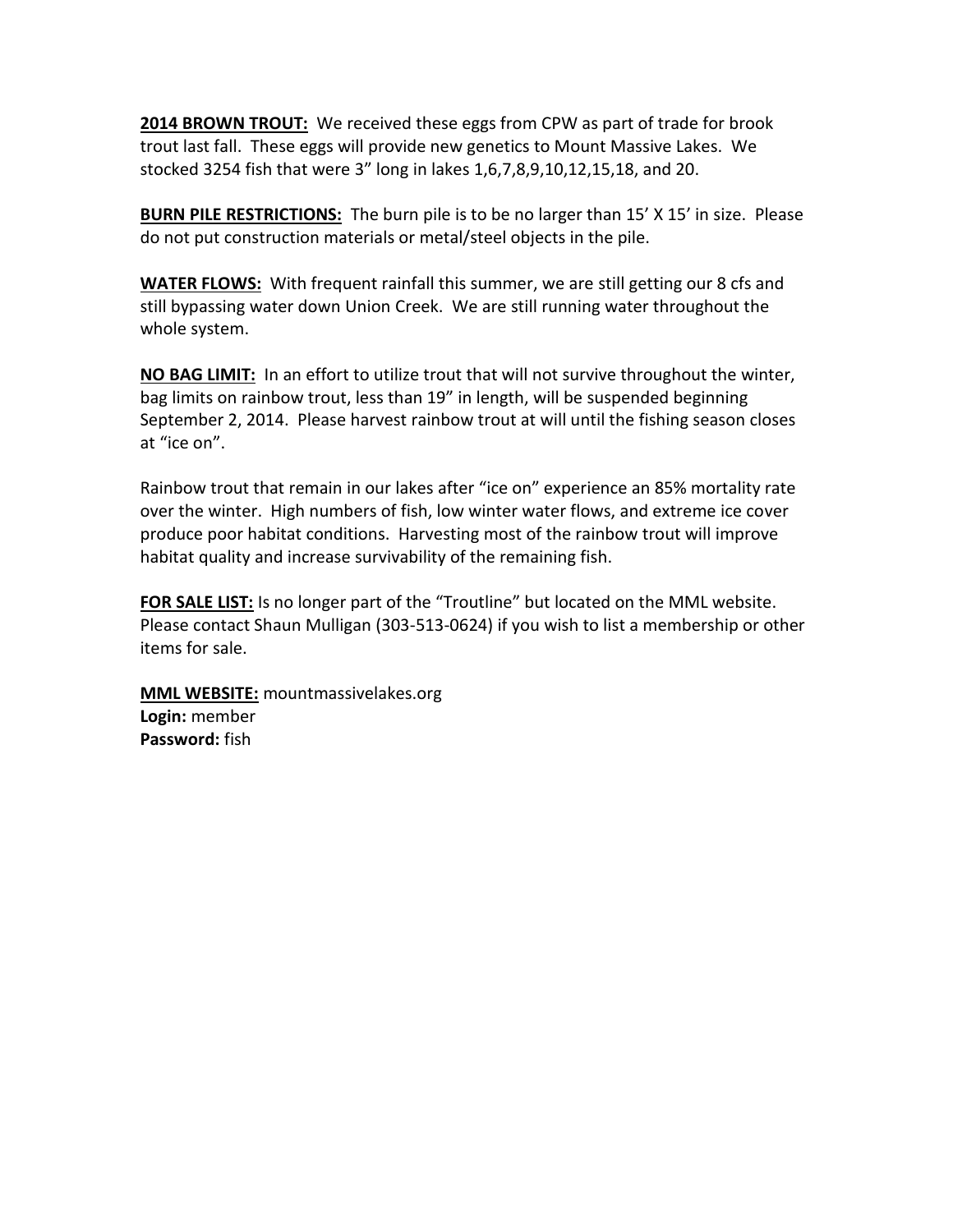**<u>2014 BROWN TROUT:</u>** We received these eggs from CPW as part of trade for brook trout last fall. These eggs will provide new genetics to Mount Massive Lakes. We stocked 3254 fish that were 3" long in lakes 1,6,7,8,9,10,12,15,18, and 20.

**<u>BURN PILE RESTRICTIONS:</u>** The burn pile is to be no larger than 15' X 15' in size. Please do not put construction materials or metal/steel objects in the pile.

**<u>WATER FLOWS:</u>** With frequent rainfall this summer, we are still getting our 8 cfs and still bypassing water down Union Creek. We are still running water throughout the whole system.

**<u>NO BAG LIMIT:</u>** In an effort to utilize trout that will not survive throughout the winter, bag limits on rainbow trout, less than 19" in length, will be suspended beginning September 2, 2014. Please harvest rainbow trout at will until the fishing season closes at "ice on".

Rainbow trout that remain in our lakes after "ice on" experience an 85% mortality rate over the winter. High numbers of fish, low winter water flows, and extreme ice cover produce poor habitat conditions. Harvesting most of the rainbow trout will improve habitat quality and increase survivability of the remaining fish.

**<u>FOR SALE LIST:</u>** Is no longer part of the "Troutline" but located on the MML website. Please contact Shaun Mulligan (303-513-0624) if you wish to list a membership or other items for sale.

**<u>MML WEBSITE:</u>** mountmassivelakes.org
**Login:** member
**Password:** fish